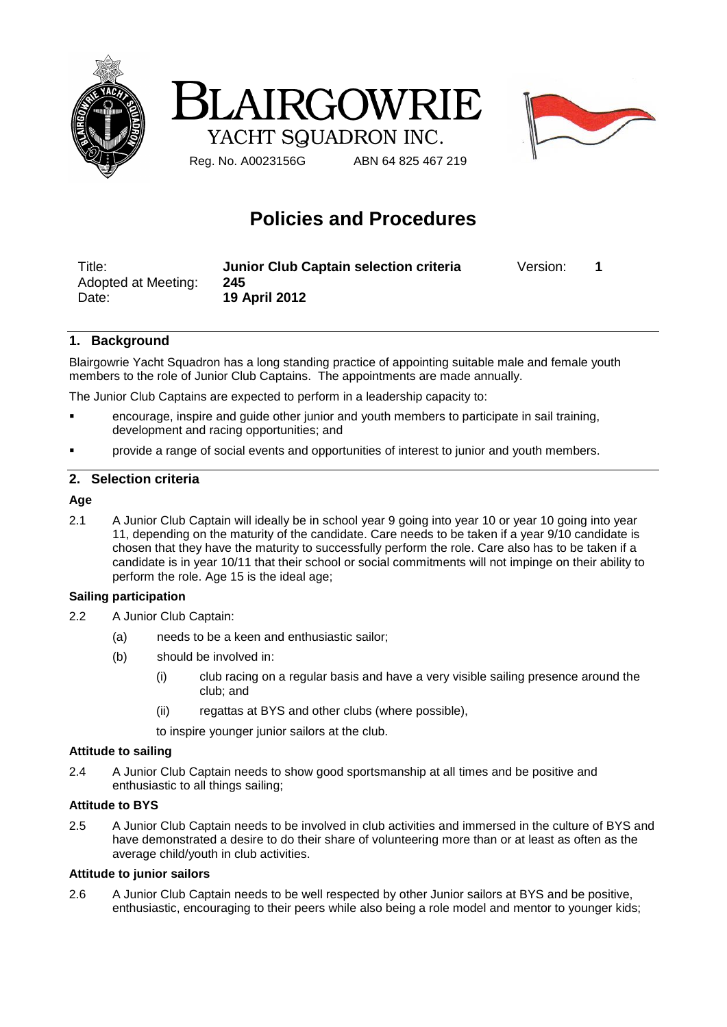# BLAIRGOWRIE

YACHT SQUADRON INC.

Reg. No. A0023156G ABN 64 825 467 219

# Policies and Procedures

| | | | |
|---|---|---|---|
| Title: | **Junior Club Captain selection criteria** | Version: | **1** |
| Adopted at Meeting: | **245** | | |
| Date: | **19 April 2012** | | |

## 1. Background

Blairgowrie Yacht Squadron has a long standing practice of appointing suitable male and female youth members to the role of Junior Club Captains. The appointments are made annually.

The Junior Club Captains are expected to perform in a leadership capacity to:

- encourage, inspire and guide other junior and youth members to participate in sail training, development and racing opportunities; and
- provide a range of social events and opportunities of interest to junior and youth members.

## 2. Selection criteria

### Age

2.1 A Junior Club Captain will ideally be in school year 9 going into year 10 or year 10 going into year 11, depending on the maturity of the candidate. Care needs to be taken if a year 9/10 candidate is chosen that they have the maturity to successfully perform the role. Care also has to be taken if a candidate is in year 10/11 that their school or social commitments will not impinge on their ability to perform the role. Age 15 is the ideal age;

### Sailing participation

2.2 A Junior Club Captain:

(a) needs to be a keen and enthusiastic sailor;

(b) should be involved in:

(i) club racing on a regular basis and have a very visible sailing presence around the club; and

(ii) regattas at BYS and other clubs (where possible),

to inspire younger junior sailors at the club.

### Attitude to sailing

2.4 A Junior Club Captain needs to show good sportsmanship at all times and be positive and enthusiastic to all things sailing;

### Attitude to BYS

2.5 A Junior Club Captain needs to be involved in club activities and immersed in the culture of BYS and have demonstrated a desire to do their share of volunteering more than or at least as often as the average child/youth in club activities.

### Attitude to junior sailors

2.6 A Junior Club Captain needs to be well respected by other Junior sailors at BYS and be positive, enthusiastic, encouraging to their peers while also being a role model and mentor to younger kids;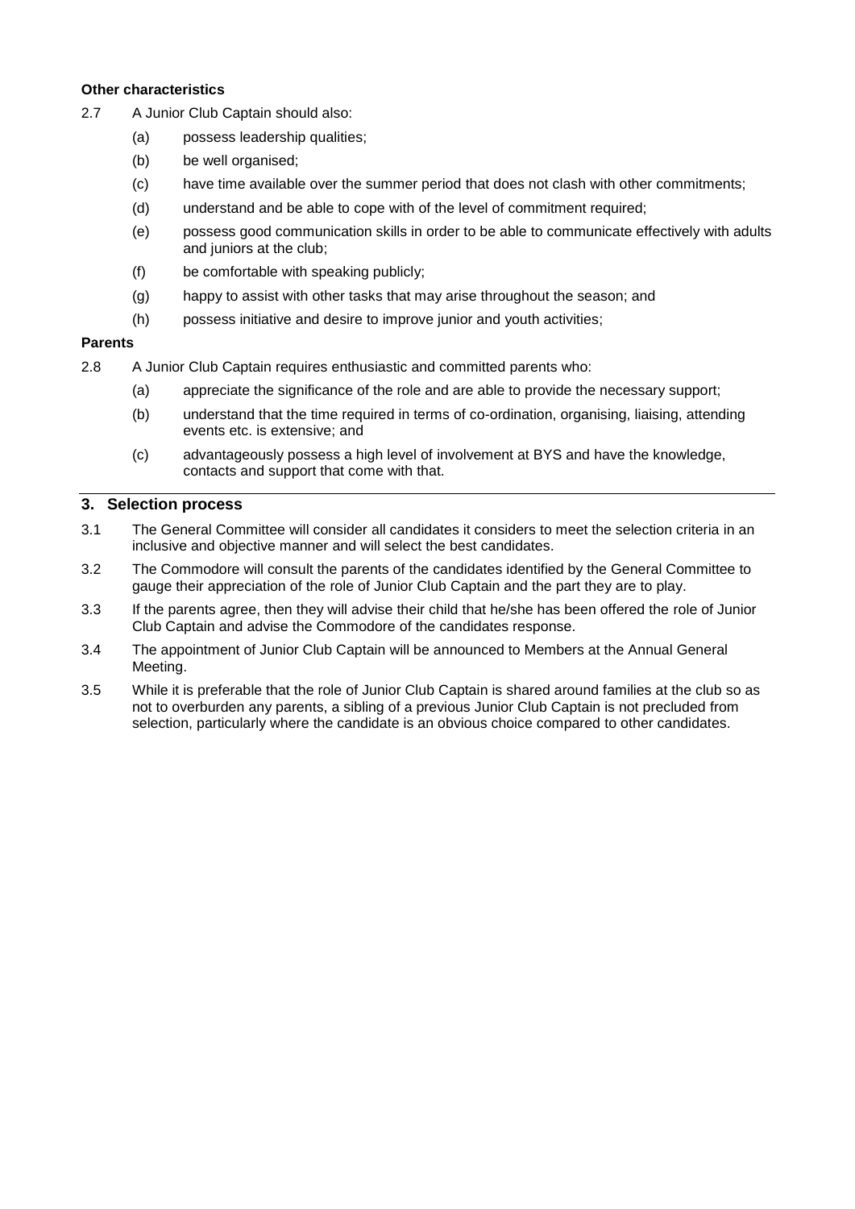**Other characteristics**

2.7 A Junior Club Captain should also:

(a) possess leadership qualities;

(b) be well organised;

(c) have time available over the summer period that does not clash with other commitments;

(d) understand and be able to cope with of the level of commitment required;

(e) possess good communication skills in order to be able to communicate effectively with adults and juniors at the club;

(f) be comfortable with speaking publicly;

(g) happy to assist with other tasks that may arise throughout the season; and

(h) possess initiative and desire to improve junior and youth activities;

**Parents**

2.8 A Junior Club Captain requires enthusiastic and committed parents who:

(a) appreciate the significance of the role and are able to provide the necessary support;

(b) understand that the time required in terms of co-ordination, organising, liaising, attending events etc. is extensive; and

(c) advantageously possess a high level of involvement at BYS and have the knowledge, contacts and support that come with that.

## 3. Selection process

3.1 The General Committee will consider all candidates it considers to meet the selection criteria in an inclusive and objective manner and will select the best candidates.

3.2 The Commodore will consult the parents of the candidates identified by the General Committee to gauge their appreciation of the role of Junior Club Captain and the part they are to play.

3.3 If the parents agree, then they will advise their child that he/she has been offered the role of Junior Club Captain and advise the Commodore of the candidates response.

3.4 The appointment of Junior Club Captain will be announced to Members at the Annual General Meeting.

3.5 While it is preferable that the role of Junior Club Captain is shared around families at the club so as not to overburden any parents, a sibling of a previous Junior Club Captain is not precluded from selection, particularly where the candidate is an obvious choice compared to other candidates.